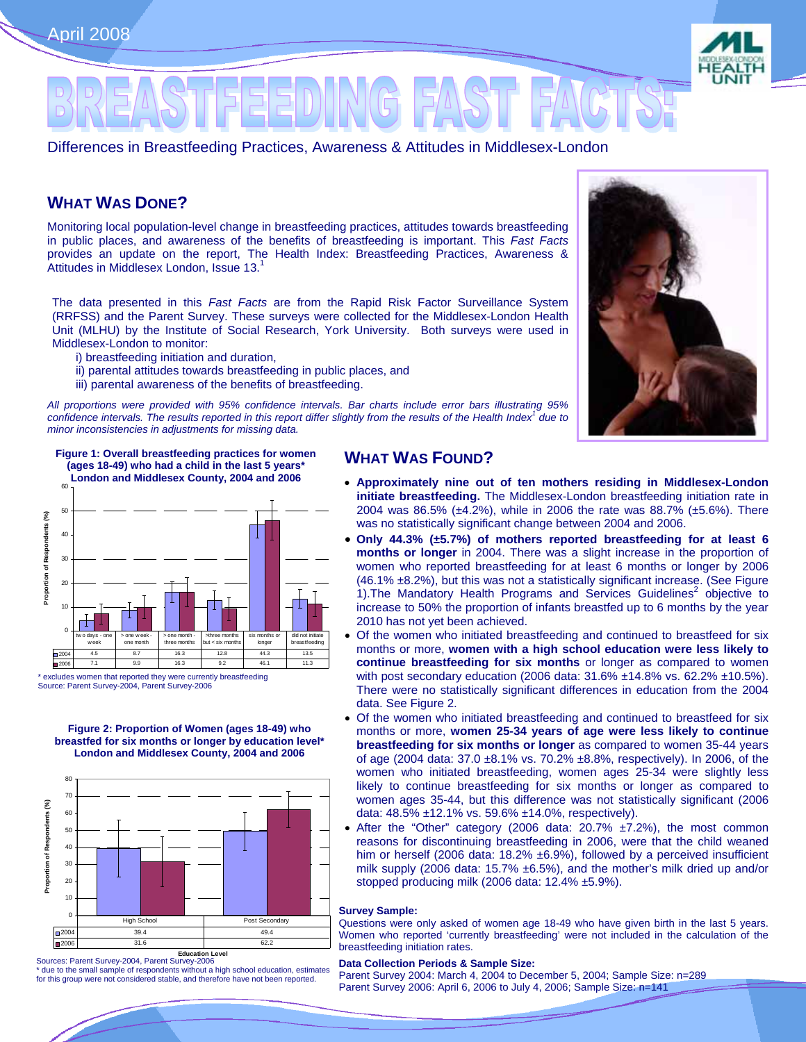April 2008

# BREASTFEEDING FAST FACTS:

Differences in Breastfeeding Practices, Awareness & Attitudes in Middlesex-London

## WHAT WAS DONE?

Monitoring local population-level change in breastfeeding practices, attitudes towards breastfeeding in public places, and awareness of the benefits of breastfeeding is important. This *Fast Facts* provides an update on the report, The Health Index: Breastfeeding Practices, Awareness & Attitudes in Middlesex London, Issue 13.[1]

The data presented in this *Fast Facts* are from the Rapid Risk Factor Surveillance System (RRFSS) and the Parent Survey. These surveys were collected for the Middlesex-London Health Unit (MLHU) by the Institute of Social Research, York University. Both surveys were used in Middlesex-London to monitor:

i) breastfeeding initiation and duration,
ii) parental attitudes towards breastfeeding in public places, and
iii) parental awareness of the benefits of breastfeeding.

*All proportions were provided with 95% confidence intervals. Bar charts include error bars illustrating 95% confidence intervals. The results reported in this report differ slightly from the results of the Health Index[1] due to minor inconsistencies in adjustments for missing data.*

**Figure 1: Overall breastfeeding practices for women (ages 18-49) who had a child in the last 5 years\* London and Middlesex County, 2004 and 2006**

| | two days - one week | > one week - one month | > one month - three months | >three months but < six months | six months or longer | did not initiate breastfeeding |
|---|---|---|---|---|---|---|
| 2004 | 4.5 | 8.7 | 16.3 | 12.8 | 44.3 | 13.5 |
| 2006 | 7.1 | 9.9 | 16.3 | 9.2 | 46.1 | 11.3 |

\* excludes women that reported they were currently breastfeeding
Source: Parent Survey-2004, Parent Survey-2006

**Figure 2: Proportion of Women (ages 18-49) who breastfed for six months or longer by education level\* London and Middlesex County, 2004 and 2006**

| | High School | Post Secondary |
|---|---|---|
| 2004 | 39.4 | 49.4 |
| 2006 | 31.6 | 62.2 |

Education Level

Sources: Parent Survey-2004, Parent Survey-2006
\* due to the small sample of respondents without a high school education, estimates for this group were not considered stable, and therefore have not been reported.

## WHAT WAS FOUND?

- **Approximately nine out of ten mothers residing in Middlesex-London initiate breastfeeding.** The Middlesex-London breastfeeding initiation rate in 2004 was 86.5% (±4.2%), while in 2006 the rate was 88.7% (±5.6%). There was no statistically significant change between 2004 and 2006.
- **Only 44.3% (±5.7%) of mothers reported breastfeeding for at least 6 months or longer** in 2004. There was a slight increase in the proportion of women who reported breastfeeding for at least 6 months or longer by 2006 (46.1% ±8.2%), but this was not a statistically significant increase. (See Figure 1).The Mandatory Health Programs and Services Guidelines[2] objective to increase to 50% the proportion of infants breastfed up to 6 months by the year 2010 has not yet been achieved.
- Of the women who initiated breastfeeding and continued to breastfeed for six months or more, **women with a high school education were less likely to continue breastfeeding for six months** or longer as compared to women with post secondary education (2006 data: 31.6% ±14.8% vs. 62.2% ±10.5%). There were no statistically significant differences in education from the 2004 data. See Figure 2.
- Of the women who initiated breastfeeding and continued to breastfeed for six months or more, **women 25-34 years of age were less likely to continue breastfeeding for six months or longer** as compared to women 35-44 years of age (2004 data: 37.0 ±8.1% vs. 70.2% ±8.8%, respectively). In 2006, of the women who initiated breastfeeding, women ages 25-34 were slightly less likely to continue breastfeeding for six months or longer as compared to women ages 35-44, but this difference was not statistically significant (2006 data: 48.5% ±12.1% vs. 59.6% ±14.0%, respectively).
- After the "Other" category (2006 data: 20.7% ±7.2%), the most common reasons for discontinuing breastfeeding in 2006, were that the child weaned him or herself (2006 data: 18.2% ±6.9%), followed by a perceived insufficient milk supply (2006 data: 15.7% ±6.5%), and the mother's milk dried up and/or stopped producing milk (2006 data: 12.4% ±5.9%).

**Survey Sample:**
Questions were only asked of women age 18-49 who have given birth in the last 5 years. Women who reported 'currently breastfeeding' were not included in the calculation of the breastfeeding initiation rates.

**Data Collection Periods & Sample Size:**
Parent Survey 2004: March 4, 2004 to December 5, 2004; Sample Size: n=289
Parent Survey 2006: April 6, 2006 to July 4, 2006; Sample Size: n=141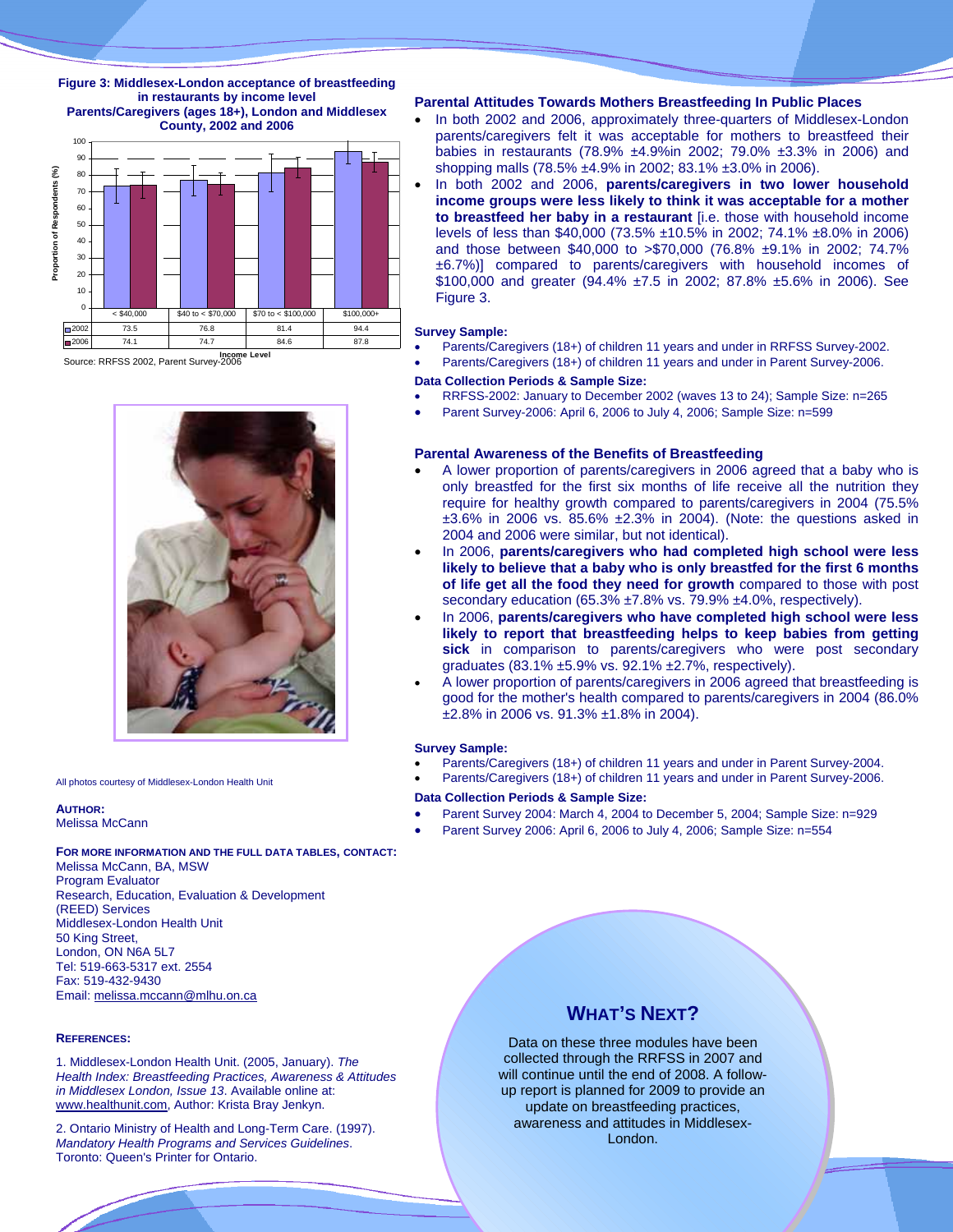**Figure 3: Middlesex-London acceptance of breastfeeding in restaurants by income level Parents/Caregivers (ages 18+), London and Middlesex County, 2002 and 2006**

Proportion of Respondents (%)

100
90
80
70
60
50
40
30
20
10
0

| | < $40,000 | $40 to < $70,000 | $70 to < $100,000 | $100,000+ |
|---|---|---|---|---|
| 2002 | 73.5 | 76.8 | 81.4 | 94.4 |
| 2006 | 74.1 | 74.7 | 84.6 | 87.8 |

Income Level

Source: RRFSS 2002, Parent Survey-2006

All photos courtesy of Middlesex-London Health Unit

**AUTHOR:**
Melissa McCann

**FOR MORE INFORMATION AND THE FULL DATA TABLES, CONTACT:**
Melissa McCann, BA, MSW
Program Evaluator
Research, Education, Evaluation & Development (REED) Services
Middlesex-London Health Unit
50 King Street,
London, ON N6A 5L7
Tel: 519-663-5317 ext. 2554
Fax: 519-432-9430
Email: melissa.mccann@mlhu.on.ca

**REFERENCES:**

1. Middlesex-London Health Unit. (2005, January). *The Health Index: Breastfeeding Practices, Awareness & Attitudes in Middlesex London, Issue 13*. Available online at: www.healthunit.com, Author: Krista Bray Jenkyn.

2. Ontario Ministry of Health and Long-Term Care. (1997). *Mandatory Health Programs and Services Guidelines*. Toronto: Queen's Printer for Ontario.

### Parental Attitudes Towards Mothers Breastfeeding In Public Places

- In both 2002 and 2006, approximately three-quarters of Middlesex-London parents/caregivers felt it was acceptable for mothers to breastfeed their babies in restaurants (78.9% ±4.9%in 2002; 79.0% ±3.3% in 2006) and shopping malls (78.5% ±4.9% in 2002; 83.1% ±3.0% in 2006).
- In both 2002 and 2006, **parents/caregivers in two lower household income groups were less likely to think it was acceptable for a mother to breastfeed her baby in a restaurant** [i.e. those with household income levels of less than $40,000 (73.5% ±10.5% in 2002; 74.1% ±8.0% in 2006) and those between $40,000 to >$70,000 (76.8% ±9.1% in 2002; 74.7% ±6.7%)] compared to parents/caregivers with household incomes of $100,000 and greater (94.4% ±7.5 in 2002; 87.8% ±5.6% in 2006). See Figure 3.

**Survey Sample:**

- Parents/Caregivers (18+) of children 11 years and under in RRFSS Survey-2002.
- Parents/Caregivers (18+) of children 11 years and under in Parent Survey-2006.

**Data Collection Periods & Sample Size:**

- RRFSS-2002: January to December 2002 (waves 13 to 24); Sample Size: n=265
- Parent Survey-2006: April 6, 2006 to July 4, 2006; Sample Size: n=599

### Parental Awareness of the Benefits of Breastfeeding

- A lower proportion of parents/caregivers in 2006 agreed that a baby who is only breastfed for the first six months of life receive all the nutrition they require for healthy growth compared to parents/caregivers in 2004 (75.5% ±3.6% in 2006 vs. 85.6% ±2.3% in 2004). (Note: the questions asked in 2004 and 2006 were similar, but not identical).
- In 2006, **parents/caregivers who had completed high school were less likely to believe that a baby who is only breastfed for the first 6 months of life get all the food they need for growth** compared to those with post secondary education (65.3% ±7.8% vs. 79.9% ±4.0%, respectively).
- In 2006, **parents/caregivers who have completed high school were less likely to report that breastfeeding helps to keep babies from getting sick** in comparison to parents/caregivers who were post secondary graduates (83.1% ±5.9% vs. 92.1% ±2.7%, respectively).
- A lower proportion of parents/caregivers in 2006 agreed that breastfeeding is good for the mother's health compared to parents/caregivers in 2004 (86.0% ±2.8% in 2006 vs. 91.3% ±1.8% in 2004).

**Survey Sample:**

- Parents/Caregivers (18+) of children 11 years and under in Parent Survey-2004.
- Parents/Caregivers (18+) of children 11 years and under in Parent Survey-2006.

**Data Collection Periods & Sample Size:**

- Parent Survey 2004: March 4, 2004 to December 5, 2004; Sample Size: n=929
- Parent Survey 2006: April 6, 2006 to July 4, 2006; Sample Size: n=554

## WHAT'S NEXT?

Data on these three modules have been collected through the RRFSS in 2007 and will continue until the end of 2008. A follow-up report is planned for 2009 to provide an update on breastfeeding practices, awareness and attitudes in Middlesex-London.